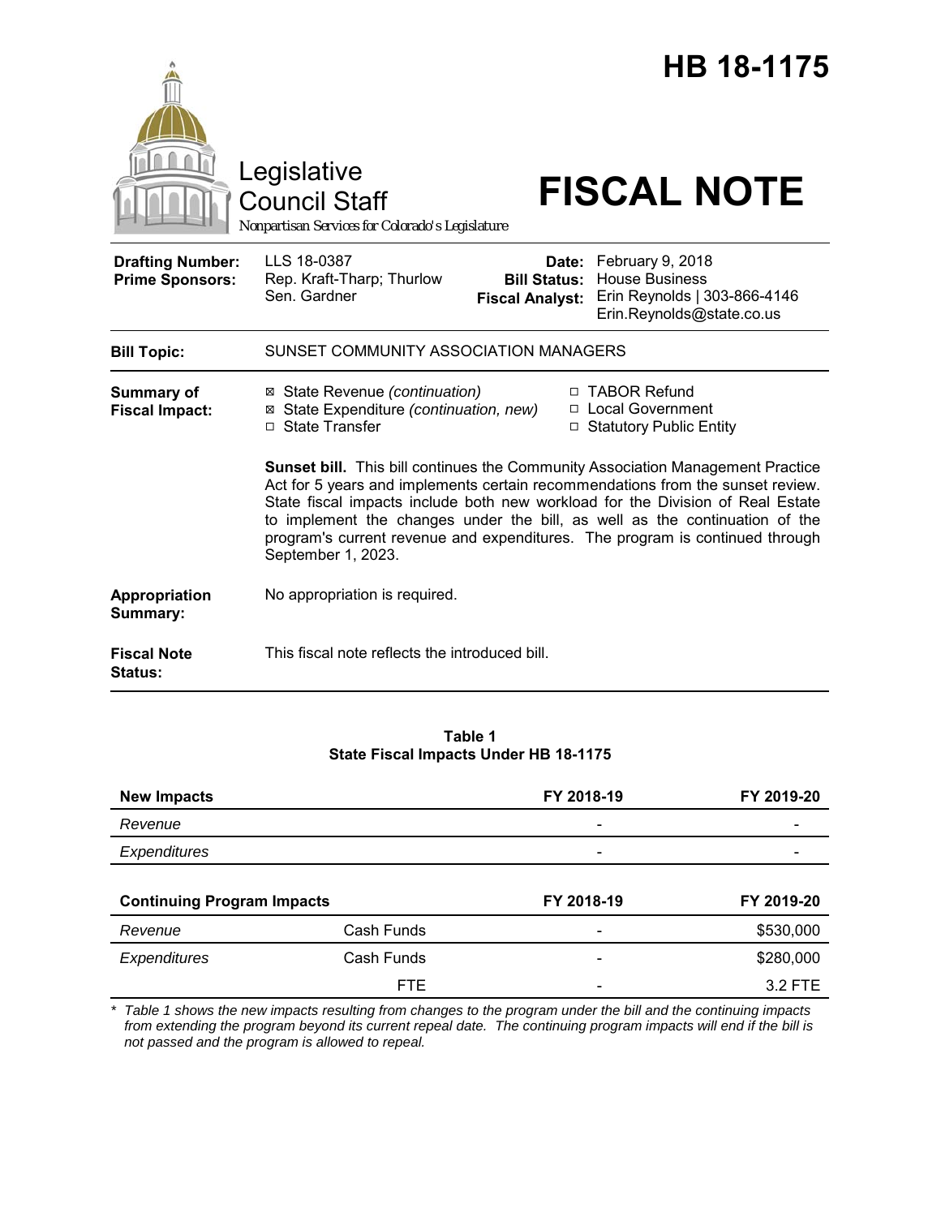# HB 18-1175

Legislative Council Staff

*Nonpartisan Services for Colorado's Legislature*

# FISCAL NOTE

| | | | |
|---|---|---|---|
| **Drafting Number:** | LLS 18-0387 | **Date:** | February 9, 2018 |
| **Prime Sponsors:** | Rep. Kraft-Tharp; Thurlow<br>Sen. Gardner | **Bill Status:** | House Business |
| | | **Fiscal Analyst:** | Erin Reynolds \| 303-866-4146<br>Erin.Reynolds@state.co.us |

**Bill Topic:** SUNSET COMMUNITY ASSOCIATION MANAGERS

**Summary of Fiscal Impact:**

☒ State Revenue *(continuation)*
☒ State Expenditure *(continuation, new)*
☐ State Transfer
☐ TABOR Refund
☐ Local Government
☐ Statutory Public Entity

**Sunset bill.** This bill continues the Community Association Management Practice Act for 5 years and implements certain recommendations from the sunset review. State fiscal impacts include both new workload for the Division of Real Estate to implement the changes under the bill, as well as the continuation of the program's current revenue and expenditures. The program is continued through September 1, 2023.

**Appropriation Summary:** No appropriation is required.

**Fiscal Note Status:** This fiscal note reflects the introduced bill.

**Table 1**
**State Fiscal Impacts Under HB 18-1175**

| **New Impacts** | | **FY 2018-19** | **FY 2019-20** |
|---|---|---|---|
| *Revenue* | | - | - |
| *Expenditures* | | - | - |
| **Continuing Program Impacts** | | **FY 2018-19** | **FY 2019-20** |
| *Revenue* | Cash Funds | - | $530,000 |
| *Expenditures* | Cash Funds | - | $280,000 |
| | FTE | - | 3.2 FTE |

\* *Table 1 shows the new impacts resulting from changes to the program under the bill and the continuing impacts from extending the program beyond its current repeal date. The continuing program impacts will end if the bill is not passed and the program is allowed to repeal.*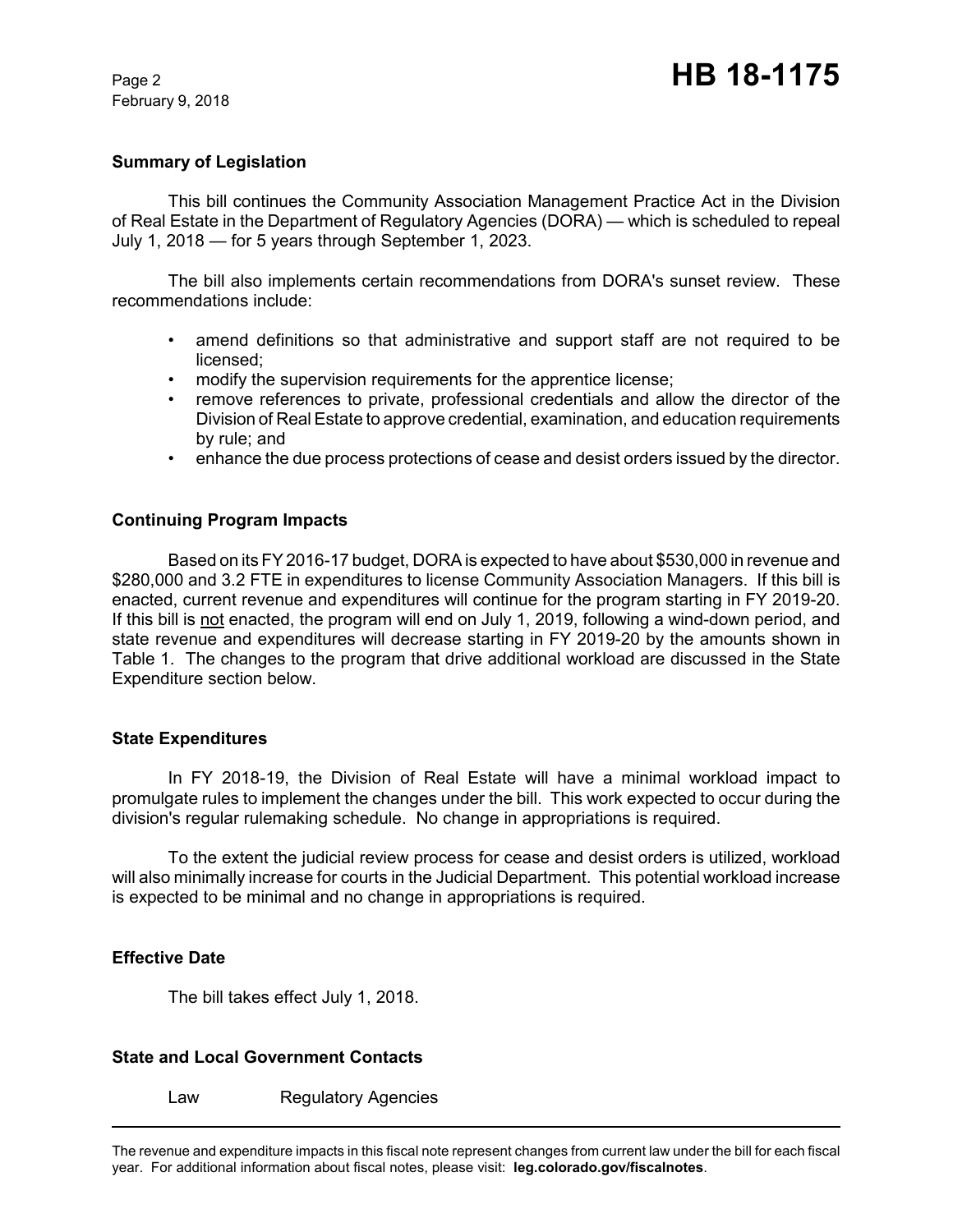## Summary of Legislation

This bill continues the Community Association Management Practice Act in the Division of Real Estate in the Department of Regulatory Agencies (DORA) — which is scheduled to repeal July 1, 2018 — for 5 years through September 1, 2023.

The bill also implements certain recommendations from DORA's sunset review. These recommendations include:

- amend definitions so that administrative and support staff are not required to be licensed;
- modify the supervision requirements for the apprentice license;
- remove references to private, professional credentials and allow the director of the Division of Real Estate to approve credential, examination, and education requirements by rule; and
- enhance the due process protections of cease and desist orders issued by the director.

## Continuing Program Impacts

Based on its FY 2016-17 budget, DORA is expected to have about $530,000 in revenue and $280,000 and 3.2 FTE in expenditures to license Community Association Managers. If this bill is enacted, current revenue and expenditures will continue for the program starting in FY 2019-20. If this bill is not enacted, the program will end on July 1, 2019, following a wind-down period, and state revenue and expenditures will decrease starting in FY 2019-20 by the amounts shown in Table 1. The changes to the program that drive additional workload are discussed in the State Expenditure section below.

## State Expenditures

In FY 2018-19, the Division of Real Estate will have a minimal workload impact to promulgate rules to implement the changes under the bill. This work expected to occur during the division's regular rulemaking schedule. No change in appropriations is required.

To the extent the judicial review process for cease and desist orders is utilized, workload will also minimally increase for courts in the Judicial Department. This potential workload increase is expected to be minimal and no change in appropriations is required.

## Effective Date

The bill takes effect July 1, 2018.

## State and Local Government Contacts

Law Regulatory Agencies

The revenue and expenditure impacts in this fiscal note represent changes from current law under the bill for each fiscal year. For additional information about fiscal notes, please visit: **leg.colorado.gov/fiscalnotes**.